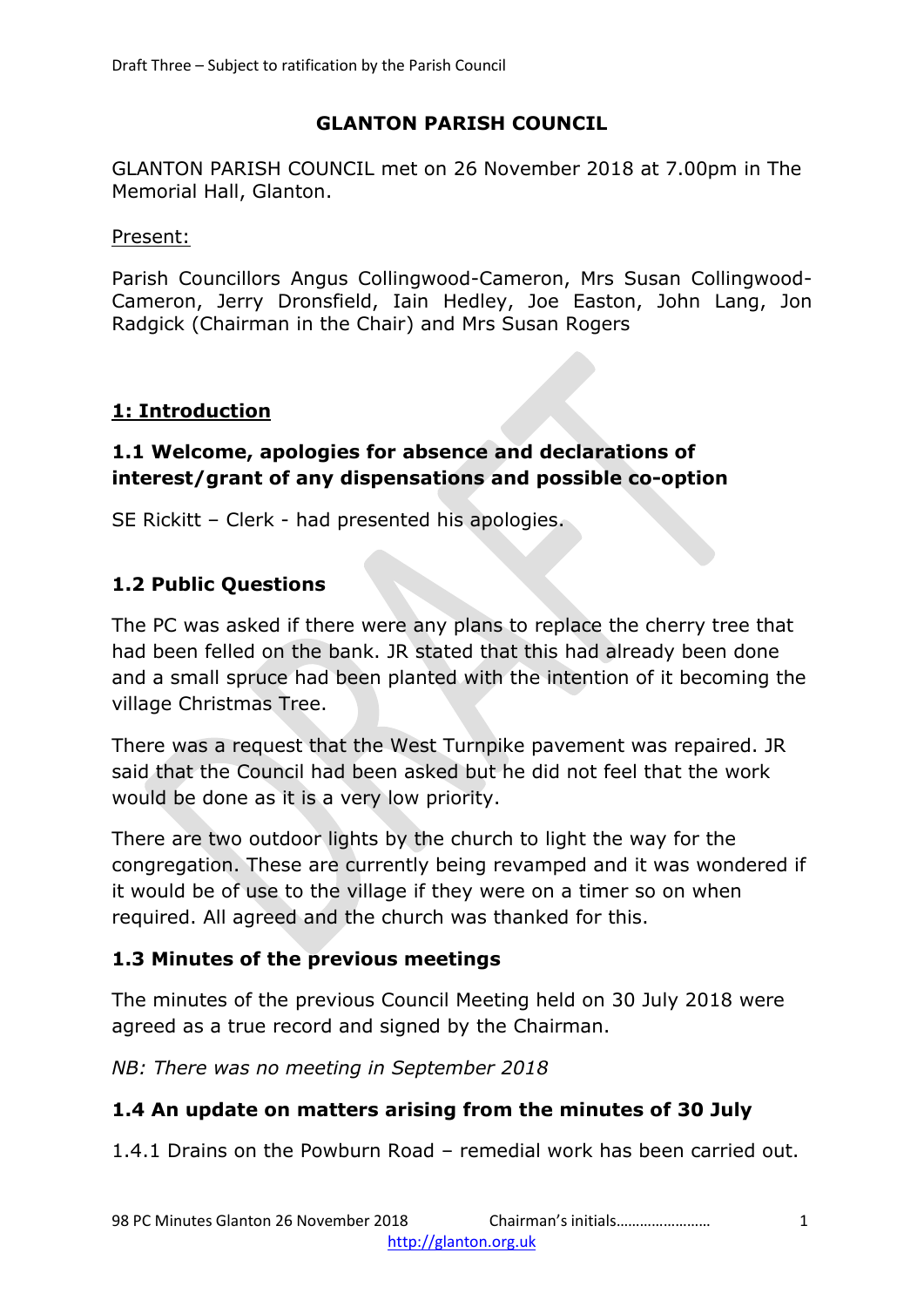# GLANTON PARISH COUNCIL

GLANTON PARISH COUNCIL met on 26 November 2018 at 7.00pm in The Memorial Hall, Glanton.

Present:

Parish Councillors Angus Collingwood-Cameron, Mrs Susan Collingwood-Cameron, Jerry Dronsfield, Iain Hedley, Joe Easton, John Lang, Jon Radgick (Chairman in the Chair) and Mrs Susan Rogers

## 1: Introduction

### 1.1 Welcome, apologies for absence and declarations of interest/grant of any dispensations and possible co-option

SE Rickitt – Clerk - had presented his apologies.

### 1.2 Public Questions

The PC was asked if there were any plans to replace the cherry tree that had been felled on the bank. JR stated that this had already been done and a small spruce had been planted with the intention of it becoming the village Christmas Tree.

There was a request that the West Turnpike pavement was repaired. JR said that the Council had been asked but he did not feel that the work would be done as it is a very low priority.

There are two outdoor lights by the church to light the way for the congregation. These are currently being revamped and it was wondered if it would be of use to the village if they were on a timer so on when required. All agreed and the church was thanked for this.

### 1.3 Minutes of the previous meetings

The minutes of the previous Council Meeting held on 30 July 2018 were agreed as a true record and signed by the Chairman.

*NB: There was no meeting in September 2018*

### 1.4 An update on matters arising from the minutes of 30 July

1.4.1 Drains on the Powburn Road – remedial work has been carried out.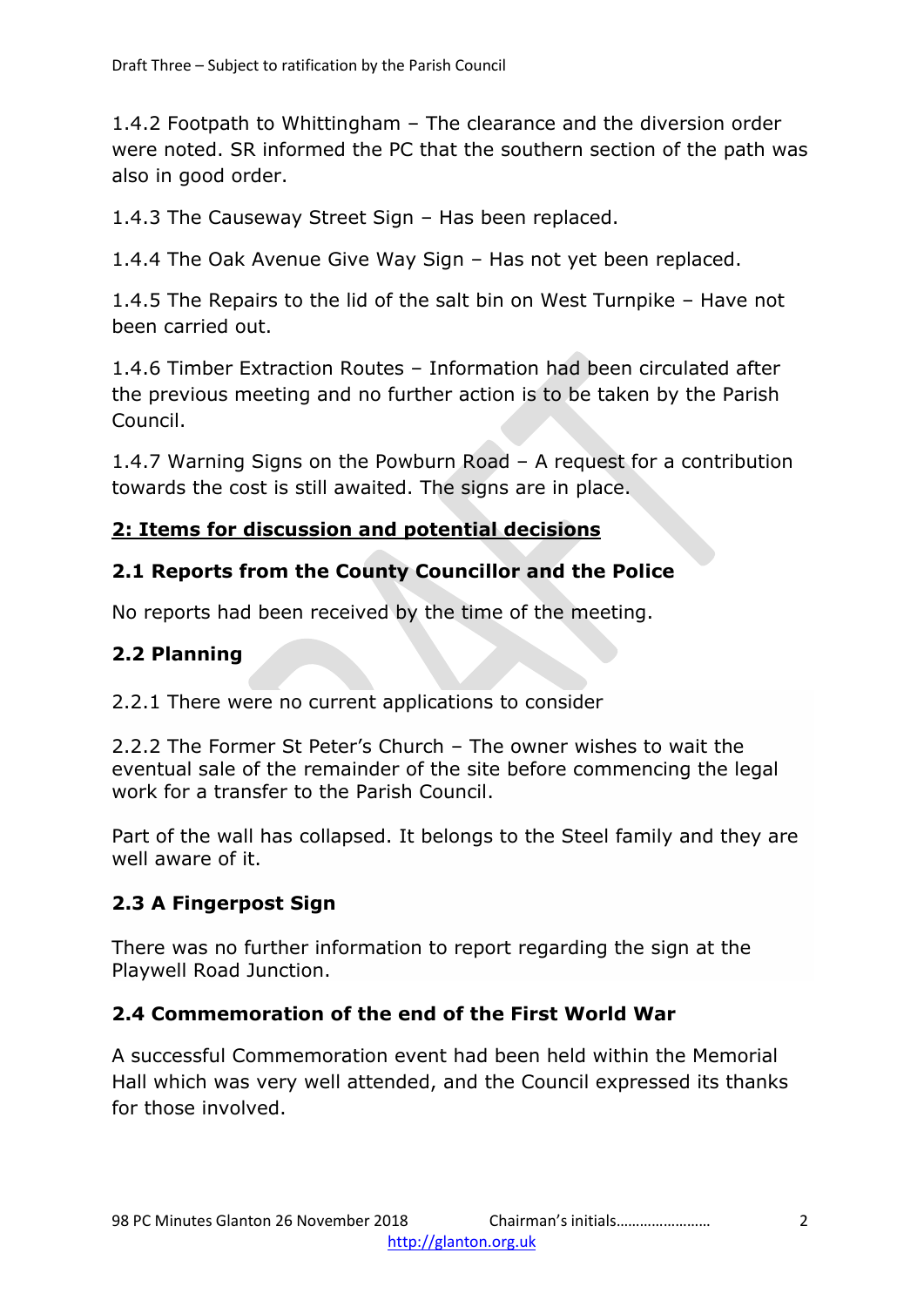1.4.2 Footpath to Whittingham – The clearance and the diversion order were noted. SR informed the PC that the southern section of the path was also in good order.

1.4.3 The Causeway Street Sign – Has been replaced.

1.4.4 The Oak Avenue Give Way Sign – Has not yet been replaced.

1.4.5 The Repairs to the lid of the salt bin on West Turnpike – Have not been carried out.

1.4.6 Timber Extraction Routes – Information had been circulated after the previous meeting and no further action is to be taken by the Parish Council.

1.4.7 Warning Signs on the Powburn Road – A request for a contribution towards the cost is still awaited. The signs are in place.

## 2: Items for discussion and potential decisions

### 2.1 Reports from the County Councillor and the Police

No reports had been received by the time of the meeting.

### 2.2 Planning

2.2.1 There were no current applications to consider

2.2.2 The Former St Peter's Church – The owner wishes to wait the eventual sale of the remainder of the site before commencing the legal work for a transfer to the Parish Council.

Part of the wall has collapsed. It belongs to the Steel family and they are well aware of it.

### 2.3 A Fingerpost Sign

There was no further information to report regarding the sign at the Playwell Road Junction.

### 2.4 Commemoration of the end of the First World War

A successful Commemoration event had been held within the Memorial Hall which was very well attended, and the Council expressed its thanks for those involved.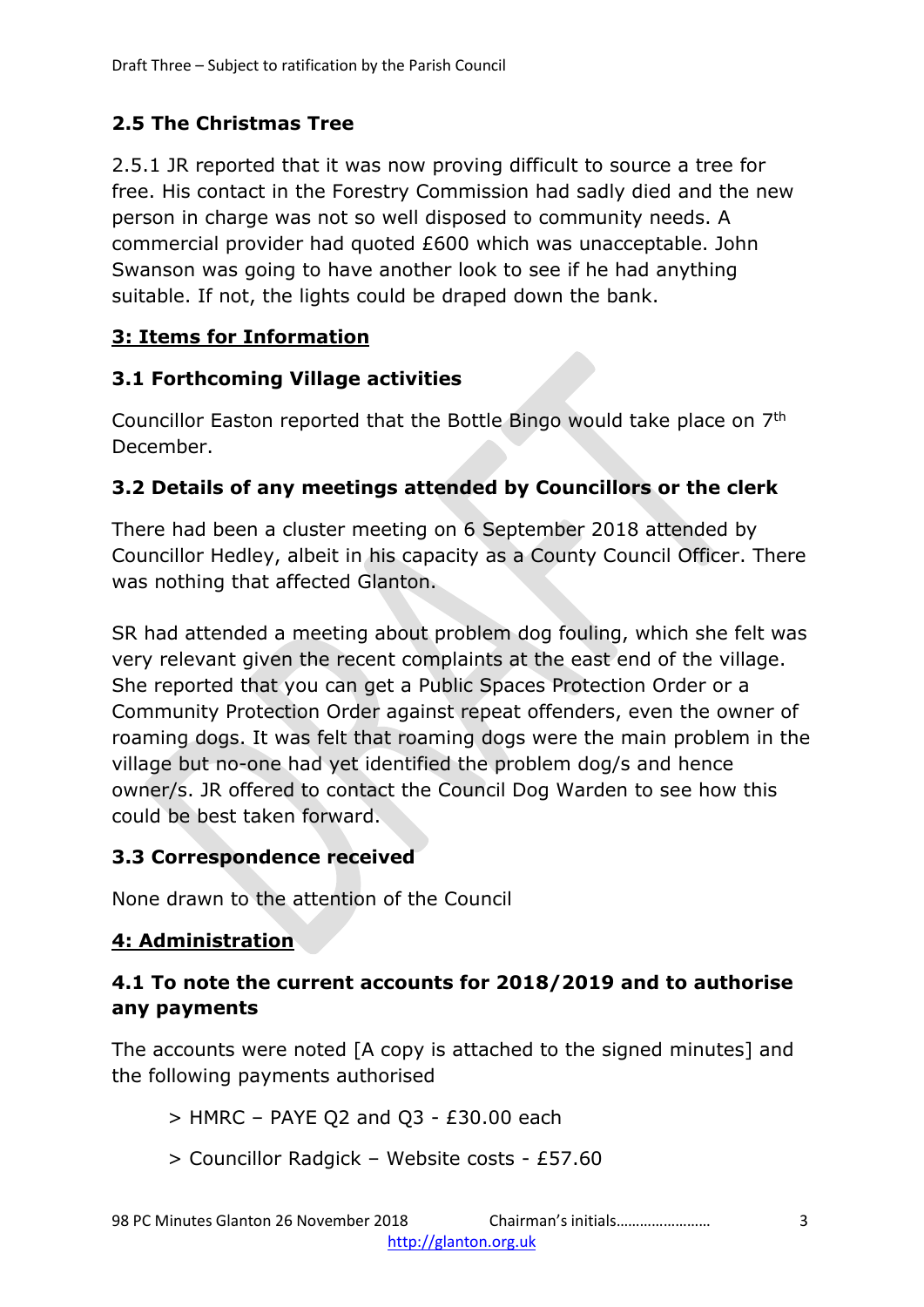## 2.5 The Christmas Tree

2.5.1 JR reported that it was now proving difficult to source a tree for free. His contact in the Forestry Commission had sadly died and the new person in charge was not so well disposed to community needs. A commercial provider had quoted £600 which was unacceptable. John Swanson was going to have another look to see if he had anything suitable. If not, the lights could be draped down the bank.

## 3: Items for Information

### 3.1 Forthcoming Village activities

Councillor Easton reported that the Bottle Bingo would take place on 7th December.

### 3.2 Details of any meetings attended by Councillors or the clerk

There had been a cluster meeting on 6 September 2018 attended by Councillor Hedley, albeit in his capacity as a County Council Officer. There was nothing that affected Glanton.

SR had attended a meeting about problem dog fouling, which she felt was very relevant given the recent complaints at the east end of the village. She reported that you can get a Public Spaces Protection Order or a Community Protection Order against repeat offenders, even the owner of roaming dogs. It was felt that roaming dogs were the main problem in the village but no-one had yet identified the problem dog/s and hence owner/s. JR offered to contact the Council Dog Warden to see how this could be best taken forward.

### 3.3 Correspondence received

None drawn to the attention of the Council

## 4: Administration

### 4.1 To note the current accounts for 2018/2019 and to authorise any payments

The accounts were noted [A copy is attached to the signed minutes] and the following payments authorised

> HMRC – PAYE Q2 and Q3 - £30.00 each

> Councillor Radgick – Website costs - £57.60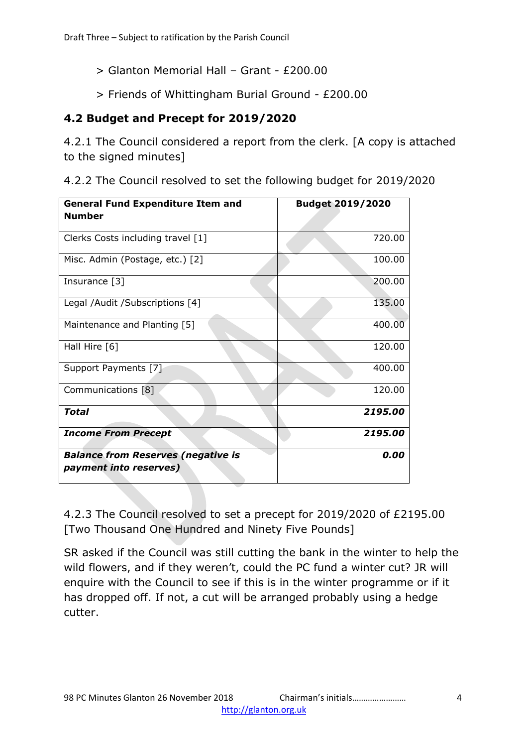> Glanton Memorial Hall – Grant - £200.00

> Friends of Whittingham Burial Ground - £200.00

## 4.2 Budget and Precept for 2019/2020

4.2.1 The Council considered a report from the clerk. [A copy is attached to the signed minutes]

4.2.2 The Council resolved to set the following budget for 2019/2020

| **General Fund Expenditure Item and Number** | **Budget 2019/2020** |
|---|---:|
| Clerks Costs including travel [1] | 720.00 |
| Misc. Admin (Postage, etc.) [2] | 100.00 |
| Insurance [3] | 200.00 |
| Legal /Audit /Subscriptions [4] | 135.00 |
| Maintenance and Planting [5] | 400.00 |
| Hall Hire [6] | 120.00 |
| Support Payments [7] | 400.00 |
| Communications [8] | 120.00 |
| ***Total*** | ***2195.00*** |
| ***Income From Precept*** | ***2195.00*** |
| ***Balance from Reserves (negative is payment into reserves)*** | ***0.00*** |

4.2.3 The Council resolved to set a precept for 2019/2020 of £2195.00 [Two Thousand One Hundred and Ninety Five Pounds]

SR asked if the Council was still cutting the bank in the winter to help the wild flowers, and if they weren't, could the PC fund a winter cut? JR will enquire with the Council to see if this is in the winter programme or if it has dropped off. If not, a cut will be arranged probably using a hedge cutter.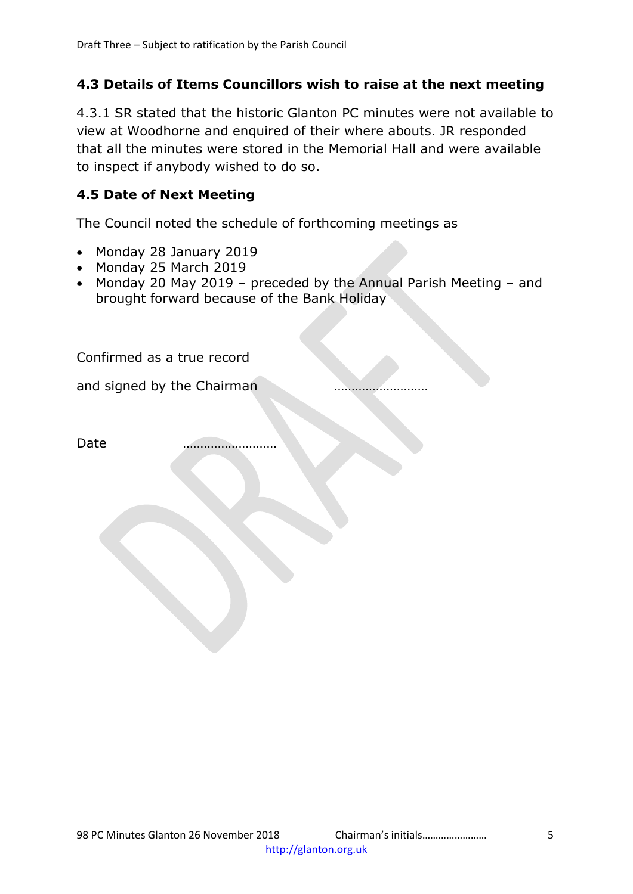### 4.3 Details of Items Councillors wish to raise at the next meeting

4.3.1 SR stated that the historic Glanton PC minutes were not available to view at Woodhorne and enquired of their where abouts. JR responded that all the minutes were stored in the Memorial Hall and were available to inspect if anybody wished to do so.

### 4.5 Date of Next Meeting

The Council noted the schedule of forthcoming meetings as

- Monday 28 January 2019
- Monday 25 March 2019
- Monday 20 May 2019 – preceded by the Annual Parish Meeting – and brought forward because of the Bank Holiday

Confirmed as a true record

and signed by the Chairman ………………………

Date ………………………